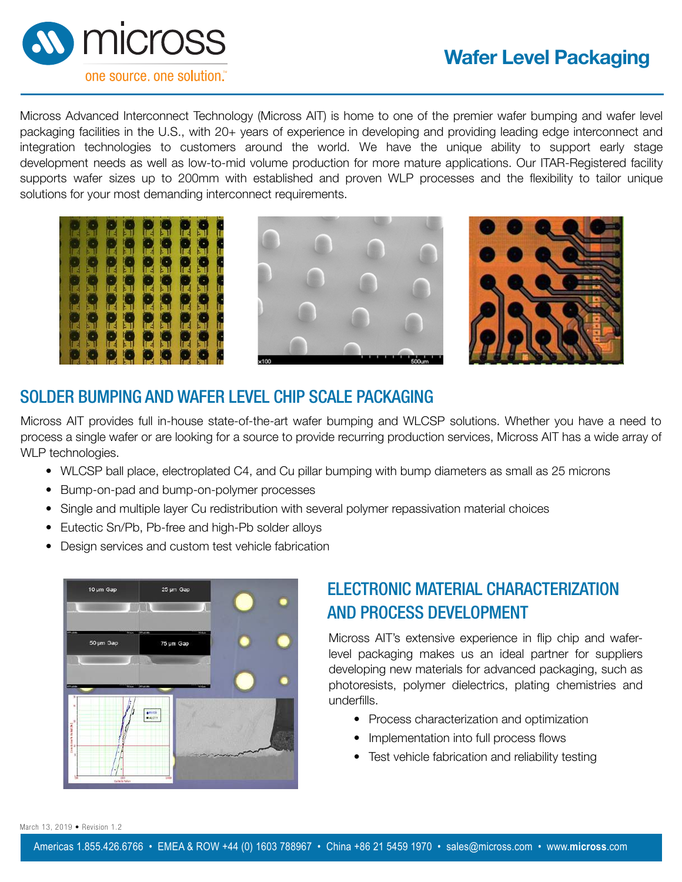# Wafer Level Packaging

Micross Advanced Interconnect Technology (Micross AIT) is home to one of the premier wafer bumping and wafer level packaging facilities in the U.S., with 20+ years of experience in developing and providing leading edge interconnect and integration technologies to customers around the world. We have the unique ability to support early stage development needs as well as low-to-mid volume production for more mature applications. Our ITAR-Registered facility supports wafer sizes up to 200mm with established and proven WLP processes and the flexibility to tailor unique solutions for your most demanding interconnect requirements.

## SOLDER BUMPING AND WAFER LEVEL CHIP SCALE PACKAGING

Micross AIT provides full in-house state-of-the-art wafer bumping and WLCSP solutions. Whether you have a need to process a single wafer or are looking for a source to provide recurring production services, Micross AIT has a wide array of WLP technologies.

- WLCSP ball place, electroplated C4, and Cu pillar bumping with bump diameters as small as 25 microns
- Bump-on-pad and bump-on-polymer processes
- Single and multiple layer Cu redistribution with several polymer repassivation material choices
- Eutectic Sn/Pb, Pb-free and high-Pb solder alloys
- Design services and custom test vehicle fabrication

## ELECTRONIC MATERIAL CHARACTERIZATION AND PROCESS DEVELOPMENT

Micross AIT's extensive experience in flip chip and wafer-level packaging makes us an ideal partner for suppliers developing new materials for advanced packaging, such as photoresists, polymer dielectrics, plating chemistries and underfills.

- Process characterization and optimization
- Implementation into full process flows
- Test vehicle fabrication and reliability testing

March 13, 2019 • Revision 1.2

Americas 1.855.426.6766 • EMEA & ROW +44 (0) 1603 788967 • China +86 21 5459 1970 • sales@micross.com • www.micross.com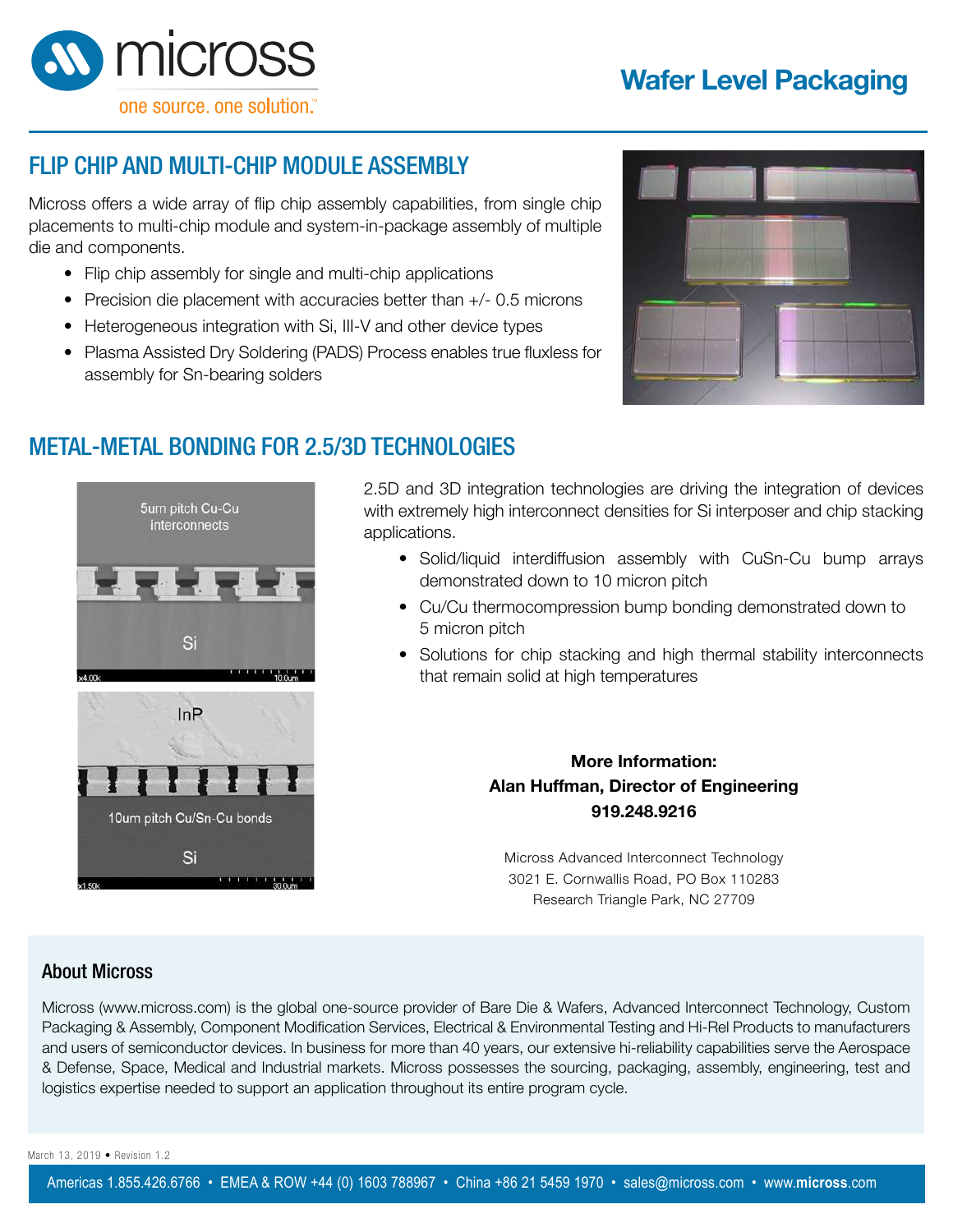# FLIP CHIP AND MULTI-CHIP MODULE ASSEMBLY

Micross offers a wide array of flip chip assembly capabilities, from single chip placements to multi-chip module and system-in-package assembly of multiple die and components.

- Flip chip assembly for single and multi-chip applications
- Precision die placement with accuracies better than +/- 0.5 microns
- Heterogeneous integration with Si, III-V and other device types
- Plasma Assisted Dry Soldering (PADS) Process enables true fluxless for assembly for Sn-bearing solders

# METAL-METAL BONDING FOR 2.5/3D TECHNOLOGIES

5um pitch Cu-Cu interconnects

Si

InP

10um pitch Cu/Sn-Cu bonds

Si

2.5D and 3D integration technologies are driving the integration of devices with extremely high interconnect densities for Si interposer and chip stacking applications.

- Solid/liquid interdiffusion assembly with CuSn-Cu bump arrays demonstrated down to 10 micron pitch
- Cu/Cu thermocompression bump bonding demonstrated down to 5 micron pitch
- Solutions for chip stacking and high thermal stability interconnects that remain solid at high temperatures

**More Information:**
**Alan Huffman, Director of Engineering**
**919.248.9216**

Micross Advanced Interconnect Technology
3021 E. Cornwallis Road, PO Box 110283
Research Triangle Park, NC 27709

## About Micross

Micross (www.micross.com) is the global one-source provider of Bare Die & Wafers, Advanced Interconnect Technology, Custom Packaging & Assembly, Component Modification Services, Electrical & Environmental Testing and Hi-Rel Products to manufacturers and users of semiconductor devices. In business for more than 40 years, our extensive hi-reliability capabilities serve the Aerospace & Defense, Space, Medical and Industrial markets. Micross possesses the sourcing, packaging, assembly, engineering, test and logistics expertise needed to support an application throughout its entire program cycle.

March 13, 2019 • Revision 1.2

Americas 1.855.426.6766 • EMEA & ROW +44 (0) 1603 788967 • China +86 21 5459 1970 • sales@micross.com • www.**micross**.com